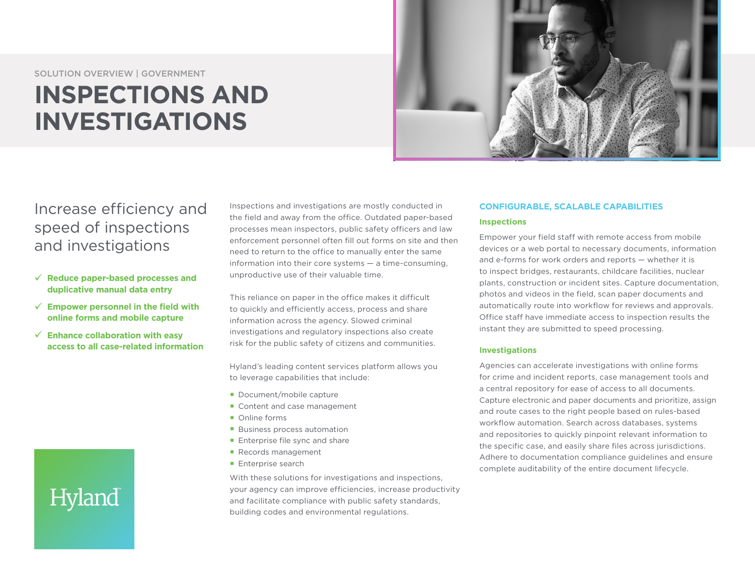SOLUTION OVERVIEW | GOVERNMENT

# INSPECTIONS AND INVESTIGATIONS

## Increase efficiency and speed of inspections and investigations

- ✓ **Reduce paper-based processes and duplicative manual data entry**
- ✓ **Empower personnel in the field with online forms and mobile capture**
- ✓ **Enhance collaboration with easy access to all case-related information**

Inspections and investigations are mostly conducted in the field and away from the office. Outdated paper-based processes mean inspectors, public safety officers and law enforcement personnel often fill out forms on site and then need to return to the office to manually enter the same information into their core systems — a time-consuming, unproductive use of their valuable time.

This reliance on paper in the office makes it difficult to quickly and efficiently access, process and share information across the agency. Slowed criminal investigations and regulatory inspections also create risk for the public safety of citizens and communities.

Hyland's leading content services platform allows you to leverage capabilities that include:

- Document/mobile capture
- Content and case management
- Online forms
- Business process automation
- Enterprise file sync and share
- Records management
- Enterprise search

With these solutions for investigations and inspections, your agency can improve efficiencies, increase productivity and facilitate compliance with public safety standards, building codes and environmental regulations.

## CONFIGURABLE, SCALABLE CAPABILITIES

### Inspections

Empower your field staff with remote access from mobile devices or a web portal to necessary documents, information and e-forms for work orders and reports — whether it is to inspect bridges, restaurants, childcare facilities, nuclear plants, construction or incident sites. Capture documentation, photos and videos in the field, scan paper documents and automatically route into workflow for reviews and approvals. Office staff have immediate access to inspection results the instant they are submitted to speed processing.

### Investigations

Agencies can accelerate investigations with online forms for crime and incident reports, case management tools and a central repository for ease of access to all documents. Capture electronic and paper documents and prioritize, assign and route cases to the right people based on rules-based workflow automation. Search across databases, systems and repositories to quickly pinpoint relevant information to the specific case, and easily share files across jurisdictions. Adhere to documentation compliance guidelines and ensure complete auditability of the entire document lifecycle.

Hyland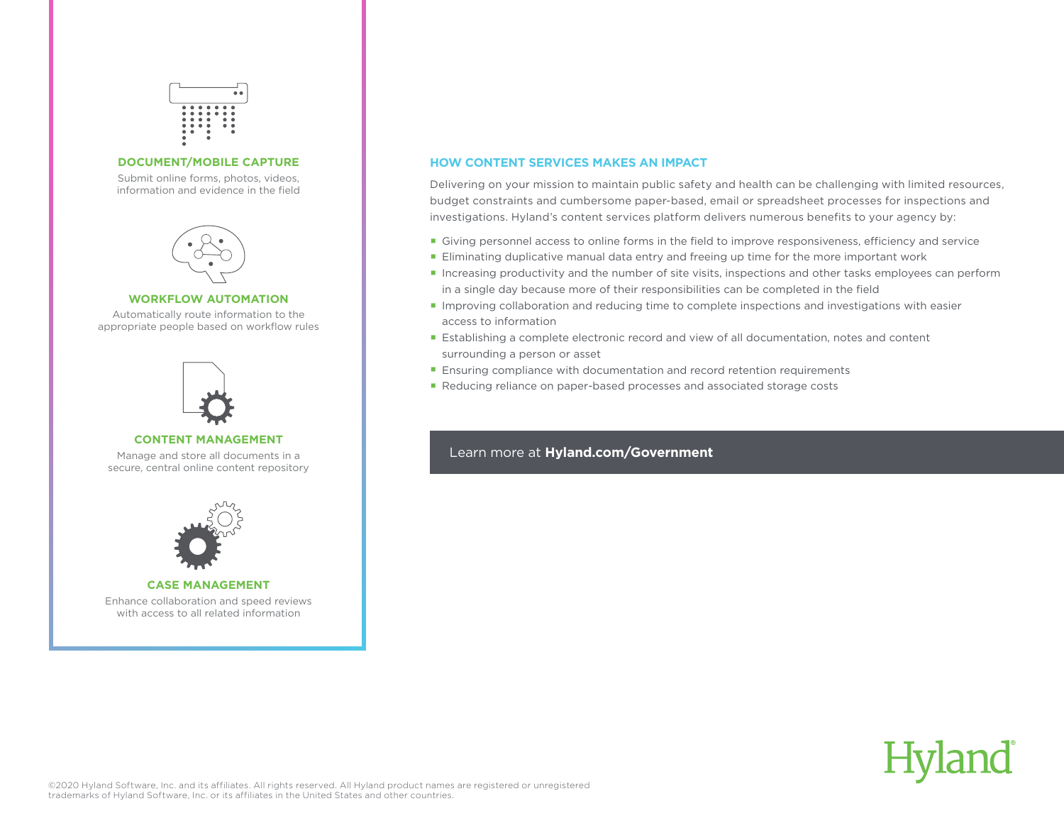### DOCUMENT/MOBILE CAPTURE

Submit online forms, photos, videos, information and evidence in the field

### WORKFLOW AUTOMATION

Automatically route information to the appropriate people based on workflow rules

### CONTENT MANAGEMENT

Manage and store all documents in a secure, central online content repository

### CASE MANAGEMENT

Enhance collaboration and speed reviews with access to all related information

## HOW CONTENT SERVICES MAKES AN IMPACT

Delivering on your mission to maintain public safety and health can be challenging with limited resources, budget constraints and cumbersome paper-based, email or spreadsheet processes for inspections and investigations. Hyland's content services platform delivers numerous benefits to your agency by:

- Giving personnel access to online forms in the field to improve responsiveness, efficiency and service
- Eliminating duplicative manual data entry and freeing up time for the more important work
- Increasing productivity and the number of site visits, inspections and other tasks employees can perform in a single day because more of their responsibilities can be completed in the field
- Improving collaboration and reducing time to complete inspections and investigations with easier access to information
- Establishing a complete electronic record and view of all documentation, notes and content surrounding a person or asset
- Ensuring compliance with documentation and record retention requirements
- Reducing reliance on paper-based processes and associated storage costs

Learn more at **Hyland.com/Government**

Hyland®

©2020 Hyland Software, Inc. and its affiliates. All rights reserved. All Hyland product names are registered or unregistered trademarks of Hyland Software, Inc. or its affiliates in the United States and other countries.